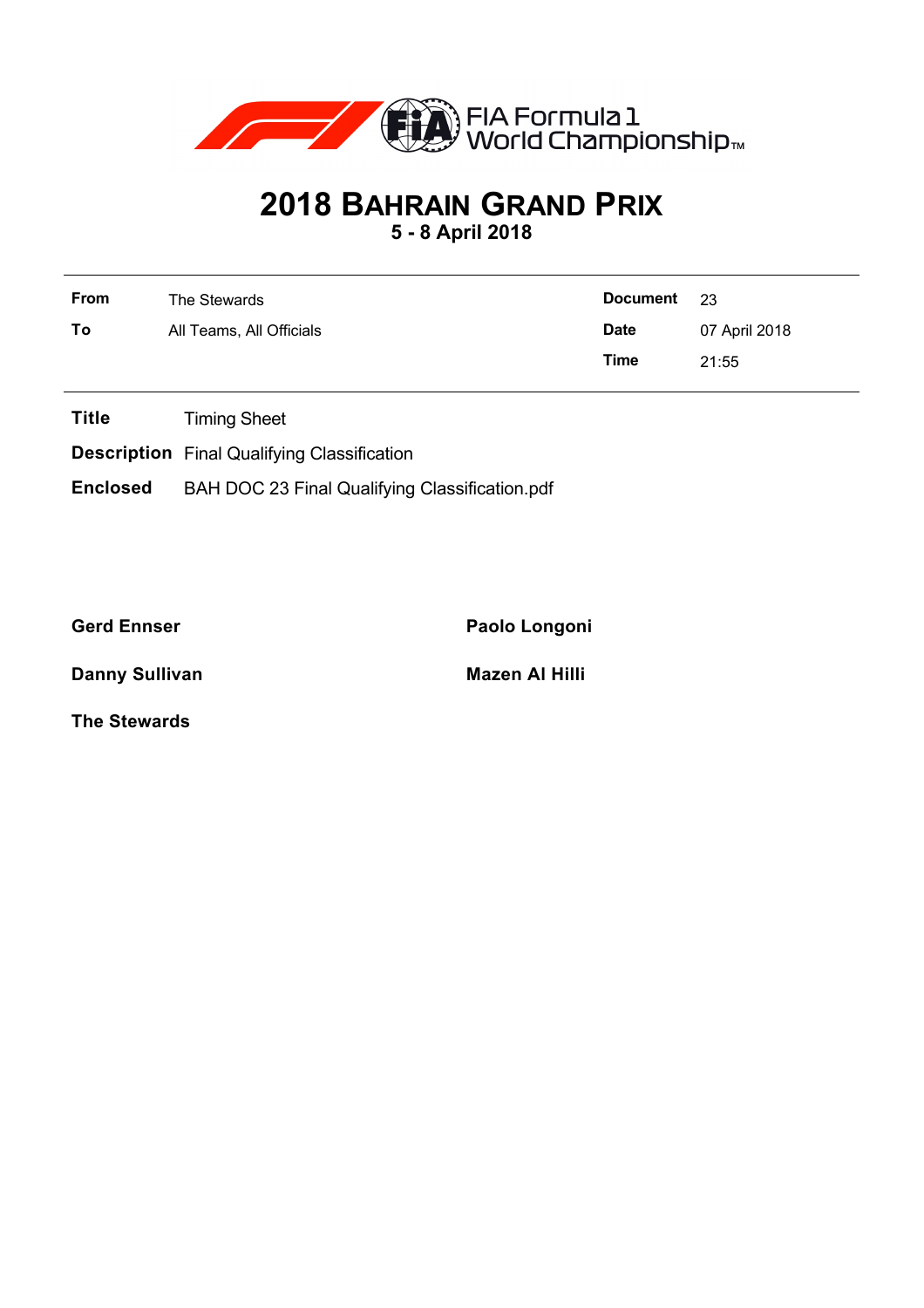FIA Formula 1 World Championship™

# 2018 BAHRAIN GRAND PRIX

**5 - 8 April 2018**

| | | | |
|---|---|---|---|
| **From** | The Stewards | **Document** | 23 |
| **To** | All Teams, All Officials | **Date** | 07 April 2018 |
| | | **Time** | 21:55 |

**Title** Timing Sheet

**Description** Final Qualifying Classification

**Enclosed** BAH DOC 23 Final Qualifying Classification.pdf

**Gerd Ennser**

**Paolo Longoni**

**Danny Sullivan**

**Mazen Al Hilli**

**The Stewards**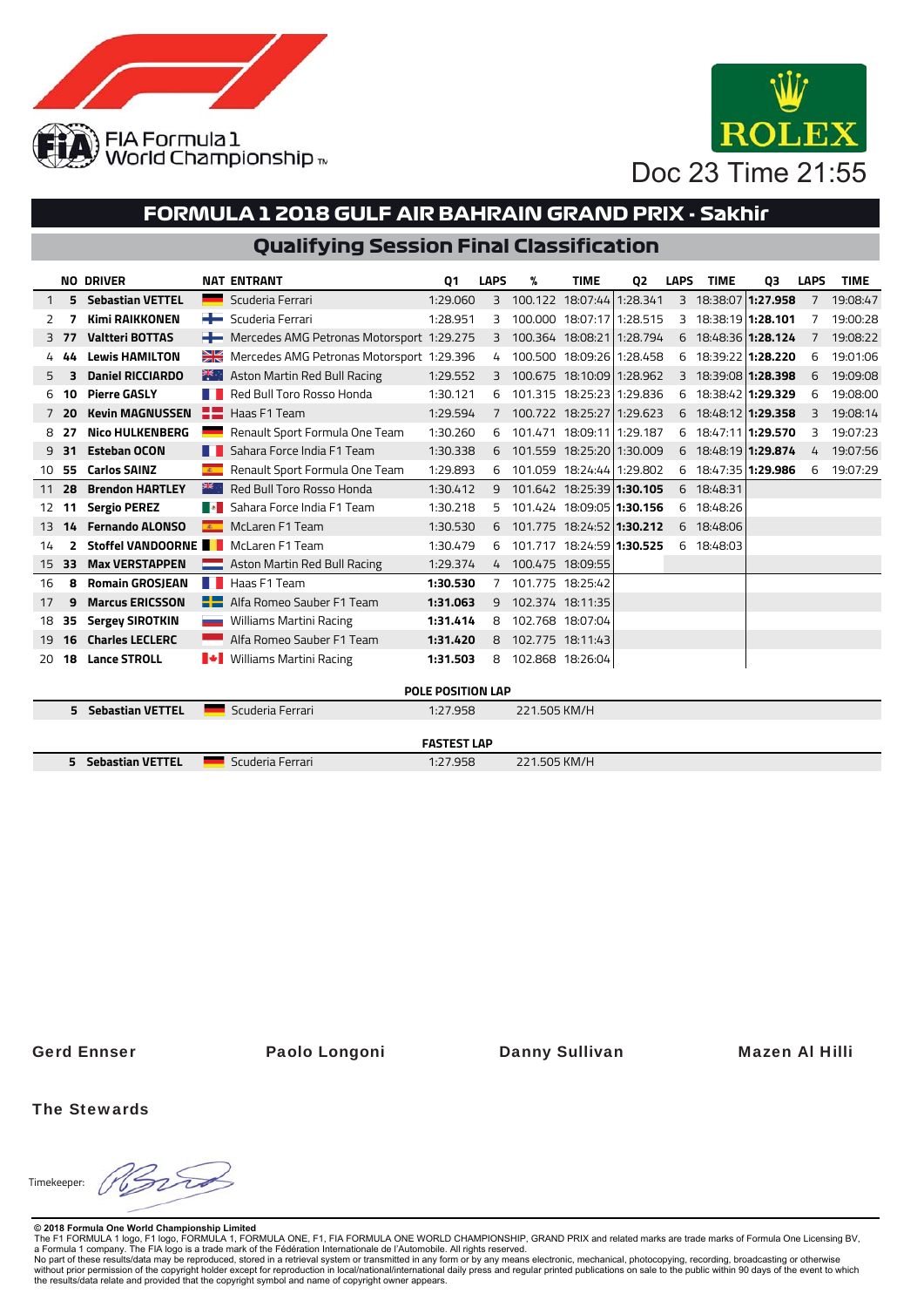FIA Formula 1 World Championship

Doc 23 Time 21:55

# FORMULA 1 2018 GULF AIR BAHRAIN GRAND PRIX - Sakhir

## Qualifying Session Final Classification

| | NO | DRIVER | NAT | ENTRANT | Q1 | LAPS | % | TIME | Q2 | LAPS | TIME | Q3 | LAPS | TIME |
|---|---|---|---|---|---|---|---|---|---|---|---|---|---|---|
| 1 | 5 | **Sebastian VETTEL** | | Scuderia Ferrari | 1:29.060 | 3 | 100.122 | 18:07:44 | 1:28.341 | 3 | 18:38:07 | **1:27.958** | 7 | 19:08:47 |
| 2 | 7 | **Kimi RAIKKONEN** | | Scuderia Ferrari | 1:28.951 | 3 | 100.000 | 18:07:17 | 1:28.515 | 3 | 18:38:19 | **1:28.101** | 7 | 19:00:28 |
| 3 | 77 | **Valtteri BOTTAS** | | Mercedes AMG Petronas Motorsport | 1:29.275 | 3 | 100.364 | 18:08:21 | 1:28.794 | 6 | 18:48:36 | **1:28.124** | 7 | 19:08:22 |
| 4 | 44 | **Lewis HAMILTON** | | Mercedes AMG Petronas Motorsport | 1:29.396 | 4 | 100.500 | 18:09:26 | 1:28.458 | 6 | 18:39:22 | **1:28.220** | 6 | 19:01:06 |
| 5 | 3 | **Daniel RICCIARDO** | | Aston Martin Red Bull Racing | 1:29.552 | 3 | 100.675 | 18:10:09 | 1:28.962 | 3 | 18:39:08 | **1:28.398** | 6 | 19:09:08 |
| 6 | 10 | **Pierre GASLY** | | Red Bull Toro Rosso Honda | 1:30.121 | 6 | 101.315 | 18:25:23 | 1:29.836 | 6 | 18:38:42 | **1:29.329** | 6 | 19:08:00 |
| 7 | 20 | **Kevin MAGNUSSEN** | | Haas F1 Team | 1:29.594 | 7 | 100.722 | 18:25:27 | 1:29.623 | 6 | 18:48:12 | **1:29.358** | 3 | 19:08:14 |
| 8 | 27 | **Nico HULKENBERG** | | Renault Sport Formula One Team | 1:30.260 | 6 | 101.471 | 18:09:11 | 1:29.187 | 6 | 18:47:11 | **1:29.570** | 3 | 19:07:23 |
| 9 | 31 | **Esteban OCON** | | Sahara Force India F1 Team | 1:30.338 | 6 | 101.559 | 18:25:20 | 1:30.009 | 6 | 18:48:19 | **1:29.874** | 4 | 19:07:56 |
| 10 | 55 | **Carlos SAINZ** | | Renault Sport Formula One Team | 1:29.893 | 6 | 101.059 | 18:24:44 | 1:29.802 | 6 | 18:47:35 | **1:29.986** | 6 | 19:07:29 |
| 11 | 28 | **Brendon HARTLEY** | | Red Bull Toro Rosso Honda | 1:30.412 | 9 | 101.642 | 18:25:39 | **1:30.105** | 6 | 18:48:31 | | | |
| 12 | 11 | **Sergio PEREZ** | | Sahara Force India F1 Team | 1:30.218 | 5 | 101.424 | 18:09:05 | **1:30.156** | 6 | 18:48:26 | | | |
| 13 | 14 | **Fernando ALONSO** | | McLaren F1 Team | 1:30.530 | 6 | 101.775 | 18:24:52 | **1:30.212** | 6 | 18:48:06 | | | |
| 14 | 2 | **Stoffel VANDOORNE** | | McLaren F1 Team | 1:30.479 | 6 | 101.717 | 18:24:59 | **1:30.525** | 6 | 18:48:03 | | | |
| 15 | 33 | **Max VERSTAPPEN** | | Aston Martin Red Bull Racing | 1:29.374 | 4 | 100.475 | 18:09:55 | | | | | | |
| 16 | 8 | **Romain GROSJEAN** | | Haas F1 Team | **1:30.530** | 7 | 101.775 | 18:25:42 | | | | | | |
| 17 | 9 | **Marcus ERICSSON** | | Alfa Romeo Sauber F1 Team | **1:31.063** | 9 | 102.374 | 18:11:35 | | | | | | |
| 18 | 35 | **Sergey SIROTKIN** | | Williams Martini Racing | **1:31.414** | 8 | 102.768 | 18:07:04 | | | | | | |
| 19 | 16 | **Charles LECLERC** | | Alfa Romeo Sauber F1 Team | **1:31.420** | 8 | 102.775 | 18:11:43 | | | | | | |
| 20 | 18 | **Lance STROLL** | | Williams Martini Racing | **1:31.503** | 8 | 102.868 | 18:26:04 | | | | | | |

**POLE POSITION LAP**

| | | | | |
|---|---|---|---|---|
| 5 | **Sebastian VETTEL** | Scuderia Ferrari | 1:27.958 | 221.505 KM/H |

**FASTEST LAP**

| | | | | |
|---|---|---|---|---|
| 5 | **Sebastian VETTEL** | Scuderia Ferrari | 1:27.958 | 221.505 KM/H |

**Gerd Ennser** **Paolo Longoni** **Danny Sullivan** **Mazen Al Hilli**

**The Stewards**

Timekeeper:

**© 2018 Formula One World Championship Limited**
The F1 FORMULA 1 logo, F1 logo, FORMULA 1, FORMULA ONE, F1, FIA FORMULA ONE WORLD CHAMPIONSHIP, GRAND PRIX and related marks are trade marks of Formula One Licensing BV, a Formula 1 company. The FIA logo is a trade mark of the Fédération Internationale de l'Automobile. All rights reserved.
No part of these results/data may be reproduced, stored in a retrieval system or transmitted in any form or by any means electronic, mechanical, photocopying, recording, broadcasting or otherwise without prior permission of the copyright holder except for reproduction in local/national/international daily press and regular printed publications on sale to the public within 90 days of the event to which the results/data relate and provided that the copyright symbol and name of copyright owner appears.